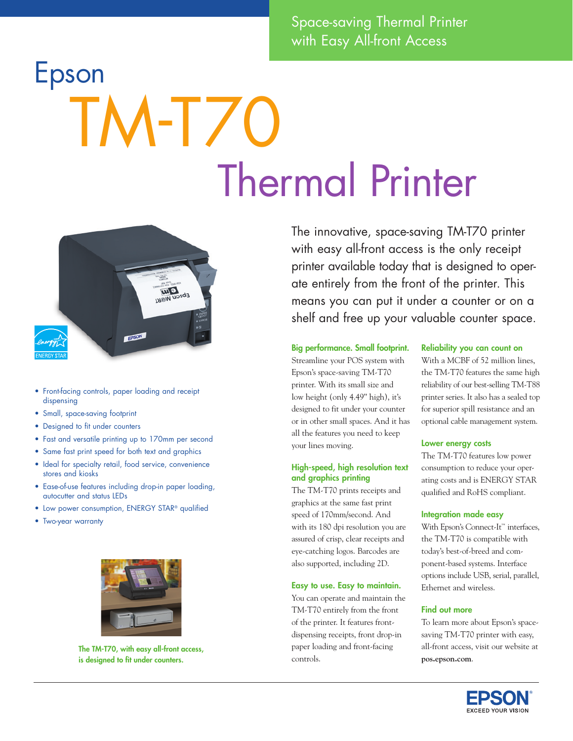Space-saving Thermal Printer with Easy All-front Access

# Epson TM-T70 Thermal Printer

- Front-facing controls, paper loading and receipt dispensing
- Small, space-saving footprint
- Designed to fit under counters
- Fast and versatile printing up to 170mm per second
- Same fast print speed for both text and graphics
- Ideal for specialty retail, food service, convenience stores and kiosks
- Ease-of-use features including drop-in paper loading, autocutter and status LEDs
- Low power consumption, ENERGY STAR® qualified
- Two-year warranty

**The TM-T70, with easy all-front access, is designed to fit under counters.**

The innovative, space-saving TM-T70 printer with easy all-front access is the only receipt printer available today that is designed to operate entirely from the front of the printer. This means you can put it under a counter or on a shelf and free up your valuable counter space.

### Big performance. Small footprint.

Streamline your POS system with Epson's space-saving TM-T70 printer. With its small size and low height (only 4.49" high), it's designed to fit under your counter or in other small spaces. And it has all the features you need to keep your lines moving.

### High-speed, high resolution text and graphics printing

The TM-T70 prints receipts and graphics at the same fast print speed of 170mm/second. And with its 180 dpi resolution you are assured of crisp, clear receipts and eye-catching logos. Barcodes are also supported, including 2D.

### Easy to use. Easy to maintain.

You can operate and maintain the TM-T70 entirely from the front of the printer. It features front-dispensing receipts, front drop-in paper loading and front-facing controls.

### Reliability you can count on

With a MCBF of 52 million lines, the TM-T70 features the same high reliability of our best-selling TM-T88 printer series. It also has has a sealed top for superior spill resistance and an optional cable management system.

### Lower energy costs

The TM-T70 features low power consumption to reduce your operating costs and is ENERGY STAR qualified and RoHS compliant.

### Integration made easy

With Epson's Connect-It™ interfaces, the TM-T70 is compatible with today's best-of-breed and component-based systems. Interface options include USB, serial, parallel, Ethernet and wireless.

### Find out more

To learn more about Epson's space-saving TM-T70 printer with easy, all-front access, visit our website at **pos.epson.com**.

EPSON® EXCEED YOUR VISION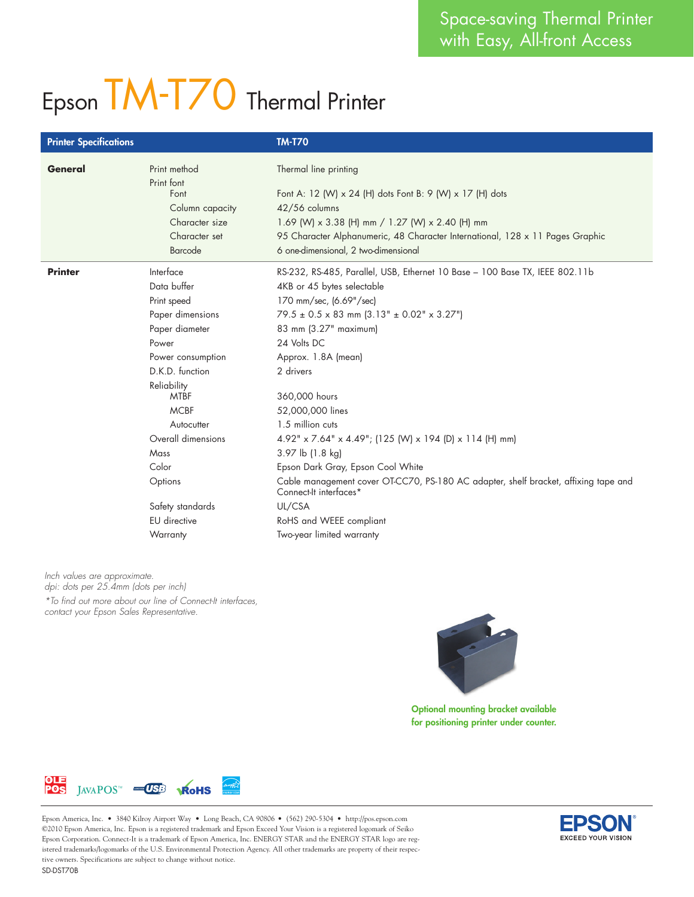Space-saving Thermal Printer with Easy, All-front Access

# Epson TM-T70 Thermal Printer

| Printer Specifications | | TM-T70 |
|---|---|---|
| **General** | Print method | Thermal line printing |
| | Print font | |
| | Font | Font A: 12 (W) x 24 (H) dots Font B: 9 (W) x 17 (H) dots |
| | Column capacity | 42/56 columns |
| | Character size | 1.69 (W) x 3.38 (H) mm / 1.27 (W) x 2.40 (H) mm |
| | Character set | 95 Character Alphanumeric, 48 Character International, 128 x 11 Pages Graphic |
| | Barcode | 6 one-dimensional, 2 two-dimensional |
| **Printer** | Interface | RS-232, RS-485, Parallel, USB, Ethernet 10 Base – 100 Base TX, IEEE 802.11b |
| | Data buffer | 4KB or 45 bytes selectable |
| | Print speed | 170 mm/sec, (6.69"/sec) |
| | Paper dimensions | 79.5 ± 0.5 x 83 mm (3.13" ± 0.02" x 3.27") |
| | Paper diameter | 83 mm (3.27" maximum) |
| | Power | 24 Volts DC |
| | Power consumption | Approx. 1.8A (mean) |
| | D.K.D. function | 2 drivers |
| | Reliability | |
| | MTBF | 360,000 hours |
| | MCBF | 52,000,000 lines |
| | Autocutter | 1.5 million cuts |
| | Overall dimensions | 4.92" x 7.64" x 4.49"; (125 (W) x 194 (D) x 114 (H) mm) |
| | Mass | 3.97 lb (1.8 kg) |
| | Color | Epson Dark Gray, Epson Cool White |
| | Options | Cable management cover OT-CC70, PS-180 AC adapter, shelf bracket, affixing tape and Connect-It interfaces* |
| | Safety standards | UL/CSA |
| | EU directive | RoHS and WEEE compliant |
| | Warranty | Two-year limited warranty |

*Inch values are approximate.*
*dpi: dots per 25.4mm (dots per inch)*

*\*To find out more about our line of Connect-It interfaces, contact your Epson Sales Representative.*

**Optional mounting bracket available for positioning printer under counter.**

Epson America, Inc. • 3840 Kilroy Airport Way • Long Beach, CA 90806 • (562) 290-5304 • http://pos.epson.com
©2010 Epson America, Inc. Epson is a registered trademark and Epson Exceed Your Vision is a registered logomark of Seiko Epson Corporation. Connect-It is a trademark of Epson America, Inc. ENERGY STAR and the ENERGY STAR logo are registered trademarks/logomarks of the U.S. Environmental Protection Agency. All other trademarks are property of their respective owners. Specifications are subject to change without notice.
SD-DST70B

EPSON
EXCEED YOUR VISION